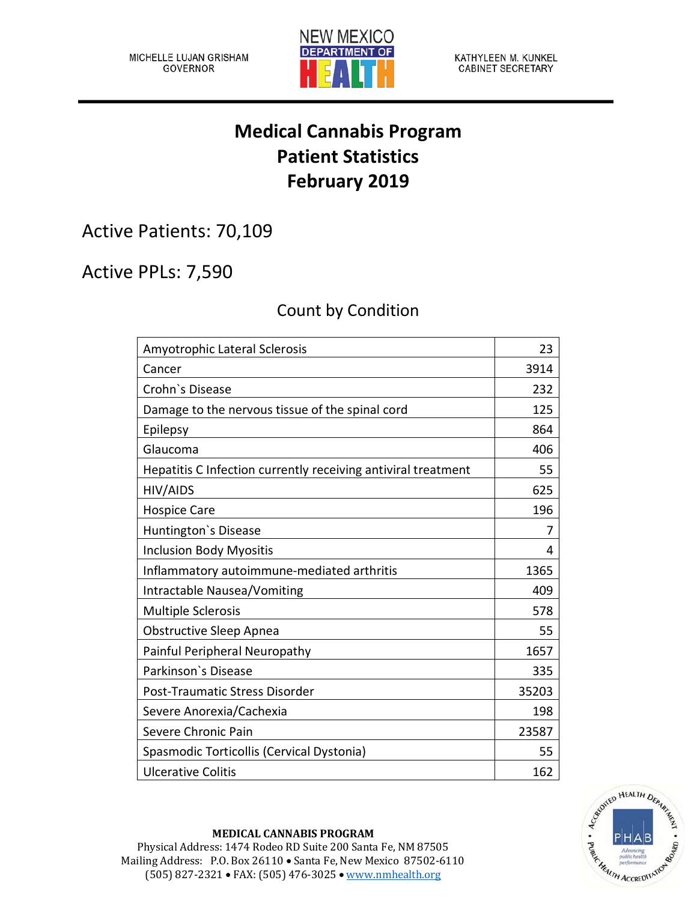MICHELLE LUJAN GRISHAM
GOVERNOR

NEW MEXICO DEPARTMENT OF HEALTH

KATHYLEEN M. KUNKEL
CABINET SECRETARY

# Medical Cannabis Program
# Patient Statistics
# February 2019

## Active Patients: 70,109

## Active PPLs: 7,590

### Count by Condition

| Condition | Count |
|---|---|
| Amyotrophic Lateral Sclerosis | 23 |
| Cancer | 3914 |
| Crohn`s Disease | 232 |
| Damage to the nervous tissue of the spinal cord | 125 |
| Epilepsy | 864 |
| Glaucoma | 406 |
| Hepatitis C Infection currently receiving antiviral treatment | 55 |
| HIV/AIDS | 625 |
| Hospice Care | 196 |
| Huntington`s Disease | 7 |
| Inclusion Body Myositis | 4 |
| Inflammatory autoimmune-mediated arthritis | 1365 |
| Intractable Nausea/Vomiting | 409 |
| Multiple Sclerosis | 578 |
| Obstructive Sleep Apnea | 55 |
| Painful Peripheral Neuropathy | 1657 |
| Parkinson`s Disease | 335 |
| Post-Traumatic Stress Disorder | 35203 |
| Severe Anorexia/Cachexia | 198 |
| Severe Chronic Pain | 23587 |
| Spasmodic Torticollis (Cervical Dystonia) | 55 |
| Ulcerative Colitis | 162 |

**MEDICAL CANNABIS PROGRAM**
Physical Address: 1474 Rodeo RD Suite 200 Santa Fe, NM 87505
Mailing Address: P.O. Box 26110 • Santa Fe, New Mexico 87502-6110
(505) 827-2321 • FAX: (505) 476-3025 • www.nmhealth.org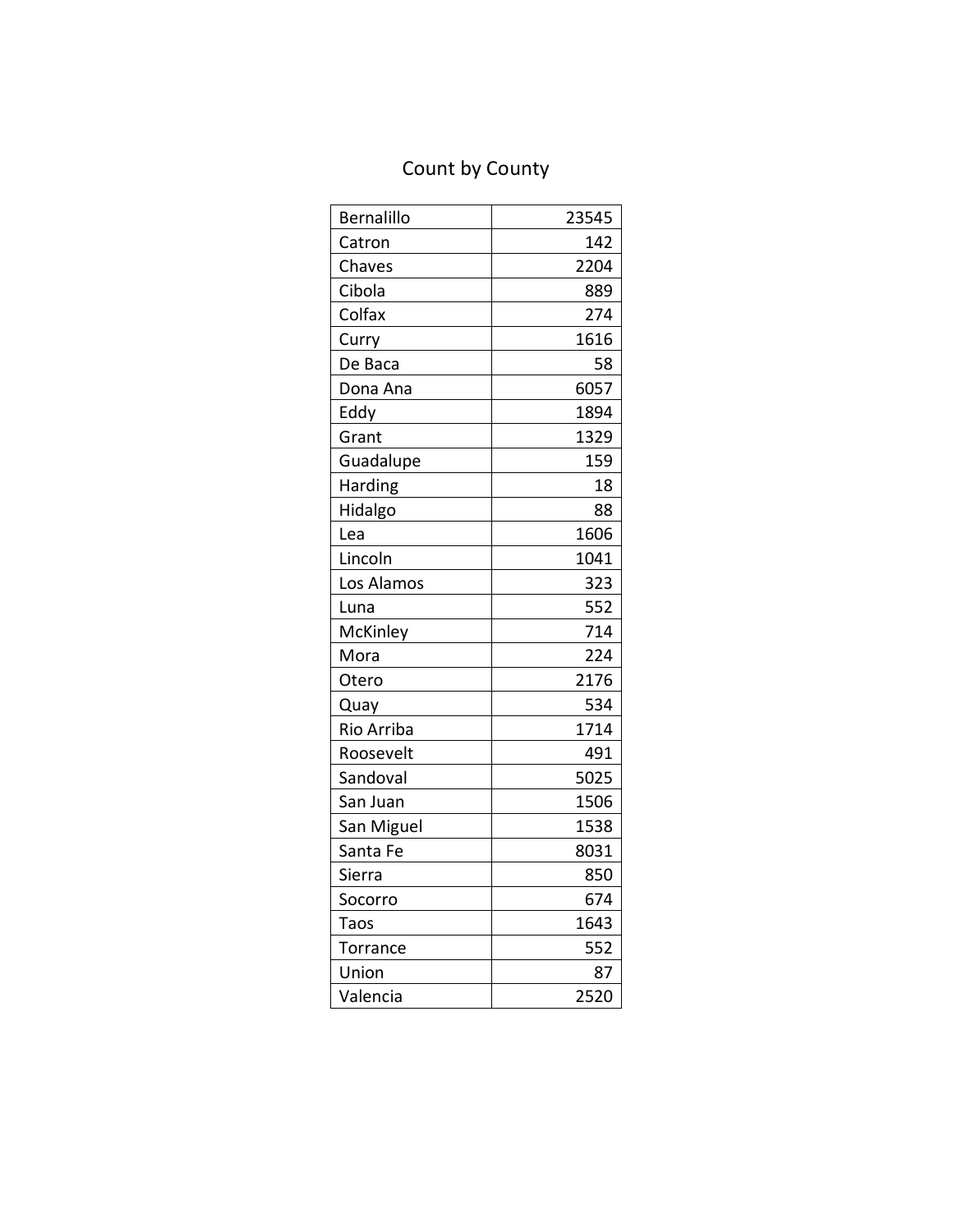Count by County

| | |
|---|---|
| Bernalillo | 23545 |
| Catron | 142 |
| Chaves | 2204 |
| Cibola | 889 |
| Colfax | 274 |
| Curry | 1616 |
| De Baca | 58 |
| Dona Ana | 6057 |
| Eddy | 1894 |
| Grant | 1329 |
| Guadalupe | 159 |
| Harding | 18 |
| Hidalgo | 88 |
| Lea | 1606 |
| Lincoln | 1041 |
| Los Alamos | 323 |
| Luna | 552 |
| McKinley | 714 |
| Mora | 224 |
| Otero | 2176 |
| Quay | 534 |
| Rio Arriba | 1714 |
| Roosevelt | 491 |
| Sandoval | 5025 |
| San Juan | 1506 |
| San Miguel | 1538 |
| Santa Fe | 8031 |
| Sierra | 850 |
| Socorro | 674 |
| Taos | 1643 |
| Torrance | 552 |
| Union | 87 |
| Valencia | 2520 |